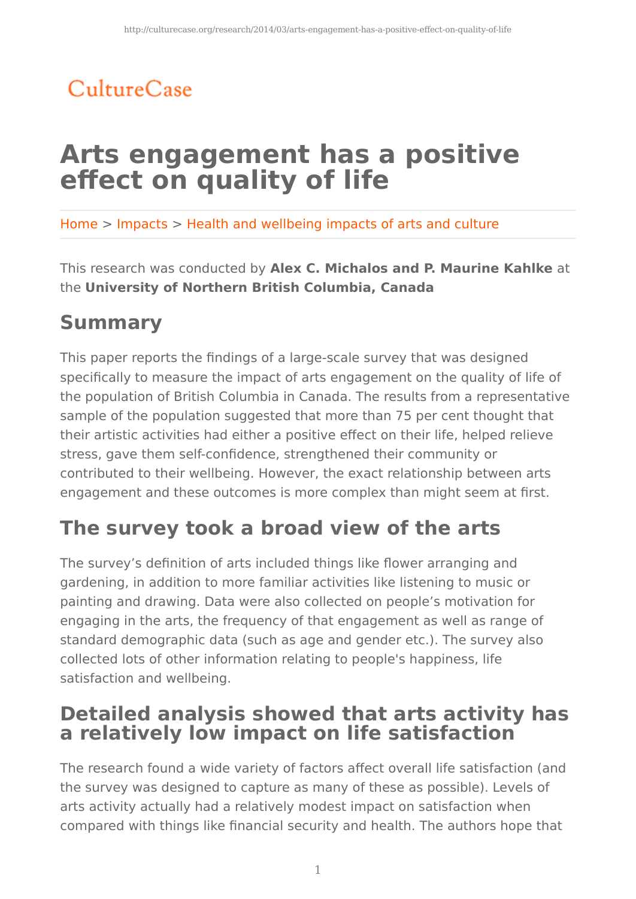CultureCase

# Arts engagement has a positive effect on quality of life

Home > Impacts > Health and wellbeing impacts of arts and culture

This research was conducted by **Alex C. Michalos and P. Maurine Kahlke** at the **University of Northern British Columbia, Canada**

## Summary

This paper reports the findings of a large-scale survey that was designed specifically to measure the impact of arts engagement on the quality of life of the population of British Columbia in Canada. The results from a representative sample of the population suggested that more than 75 per cent thought that their artistic activities had either a positive effect on their life, helped relieve stress, gave them self-confidence, strengthened their community or contributed to their wellbeing. However, the exact relationship between arts engagement and these outcomes is more complex than might seem at first.

## The survey took a broad view of the arts

The survey's definition of arts included things like flower arranging and gardening, in addition to more familiar activities like listening to music or painting and drawing. Data were also collected on people's motivation for engaging in the arts, the frequency of that engagement as well as range of standard demographic data (such as age and gender etc.). The survey also collected lots of other information relating to people's happiness, life satisfaction and wellbeing.

## Detailed analysis showed that arts activity has a relatively low impact on life satisfaction

The research found a wide variety of factors affect overall life satisfaction (and the survey was designed to capture as many of these as possible). Levels of arts activity actually had a relatively modest impact on satisfaction when compared with things like financial security and health. The authors hope that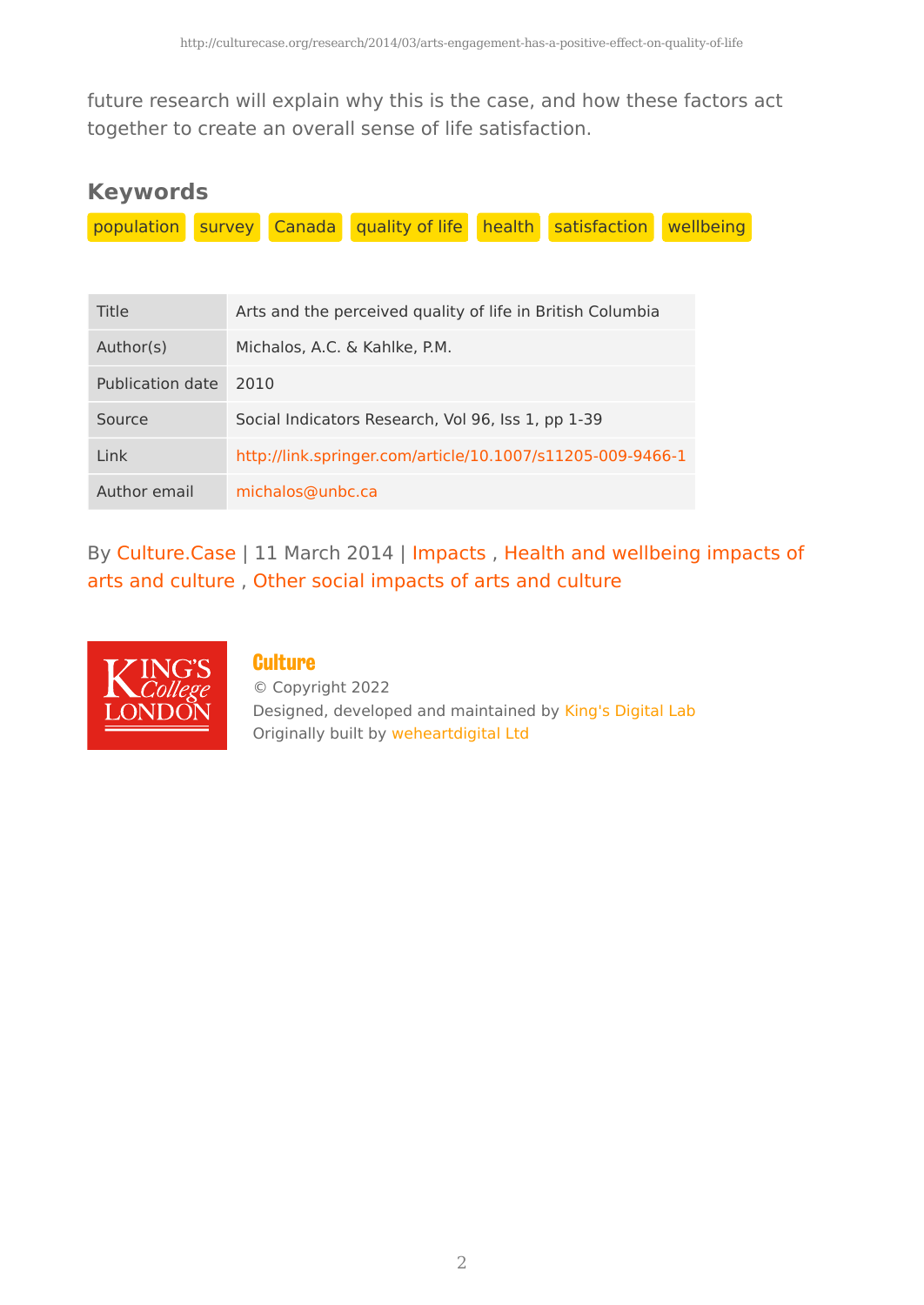future research will explain why this is the case, and how these factors act together to create an overall sense of life satisfaction.

## Keywords

population survey Canada quality of life health satisfaction wellbeing

| | |
|---|---|
| Title | Arts and the perceived quality of life in British Columbia |
| Author(s) | Michalos, A.C. & Kahlke, P.M. |
| Publication date | 2010 |
| Source | Social Indicators Research, Vol 96, Iss 1, pp 1-39 |
| Link | http://link.springer.com/article/10.1007/s11205-009-9466-1 |
| Author email | michalos@unbc.ca |

By Culture.Case | 11 March 2014 | Impacts , Health and wellbeing impacts of arts and culture , Other social impacts of arts and culture

KING'S College LONDON

Culture
© Copyright 2022
Designed, developed and maintained by King's Digital Lab
Originally built by weheartdigital Ltd